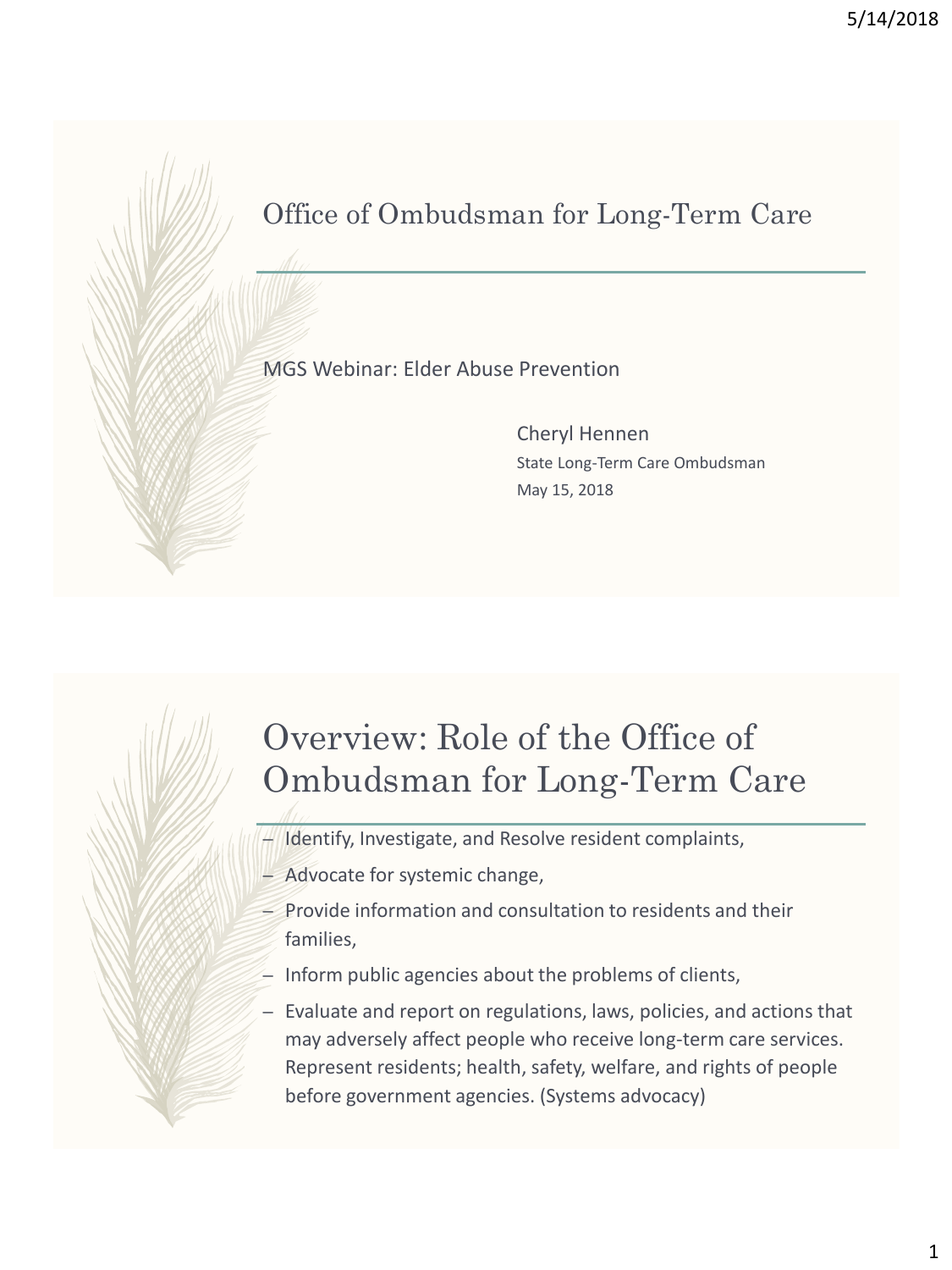# Office of Ombudsman for Long-Term Care

MGS Webinar: Elder Abuse Prevention

Cheryl Hennen
State Long-Term Care Ombudsman
May 15, 2018

# Overview: Role of the Office of Ombudsman for Long-Term Care

- Identify, Investigate, and Resolve resident complaints,
- Advocate for systemic change,
- Provide information and consultation to residents and their families,
- Inform public agencies about the problems of clients,
- Evaluate and report on regulations, laws, policies, and actions that may adversely affect people who receive long-term care services. Represent residents; health, safety, welfare, and rights of people before government agencies. (Systems advocacy)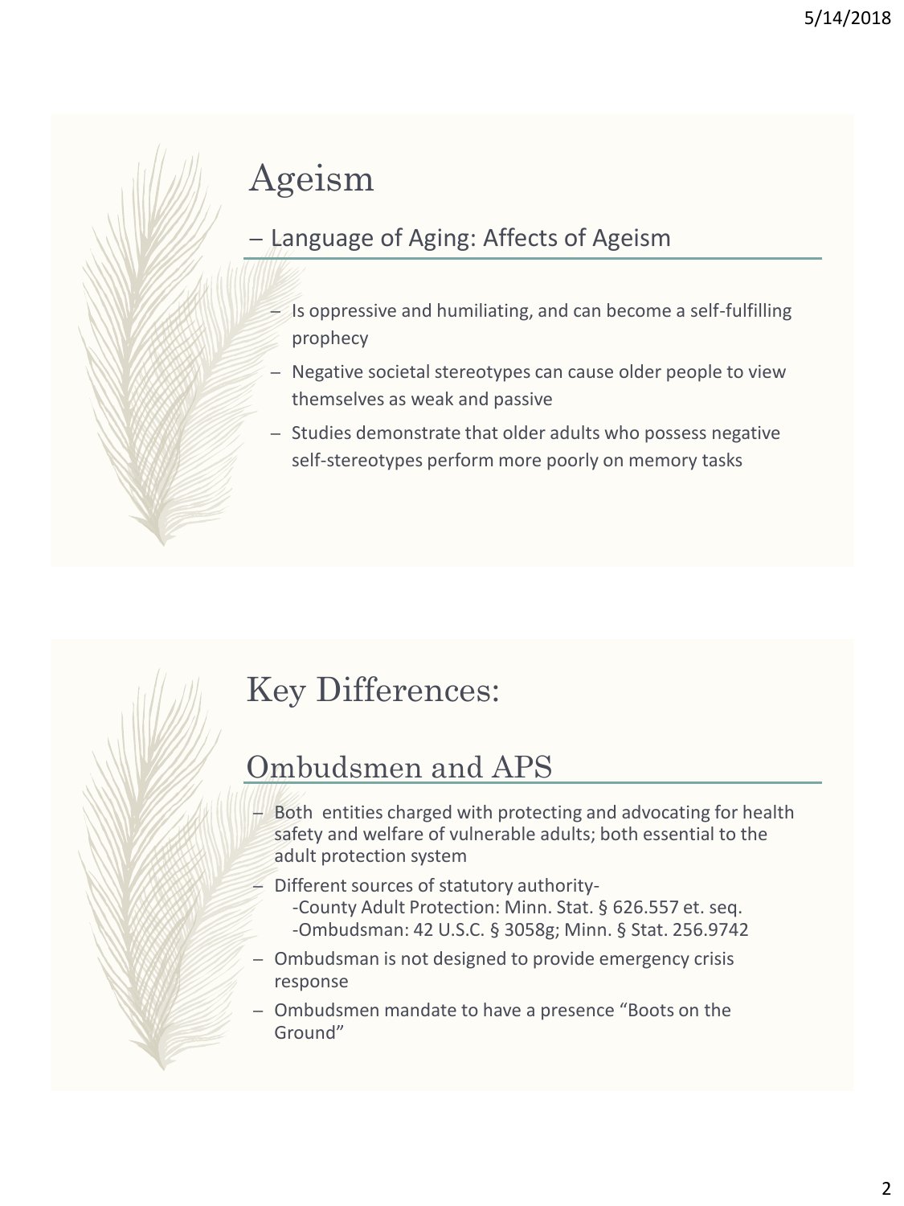# Ageism

## – Language of Aging: Affects of Ageism

- Is oppressive and humiliating, and can become a self-fulfilling prophecy
- Negative societal stereotypes can cause older people to view themselves as weak and passive
- Studies demonstrate that older adults who possess negative self-stereotypes perform more poorly on memory tasks

# Key Differences:

## Ombudsmen and APS

- Both entities charged with protecting and advocating for health safety and welfare of vulnerable adults; both essential to the adult protection system
- Different sources of statutory authority-
  - -County Adult Protection: Minn. Stat. § 626.557 et. seq.
  - -Ombudsman: 42 U.S.C. § 3058g; Minn. § Stat. 256.9742
- Ombudsman is not designed to provide emergency crisis response
- Ombudsmen mandate to have a presence "Boots on the Ground"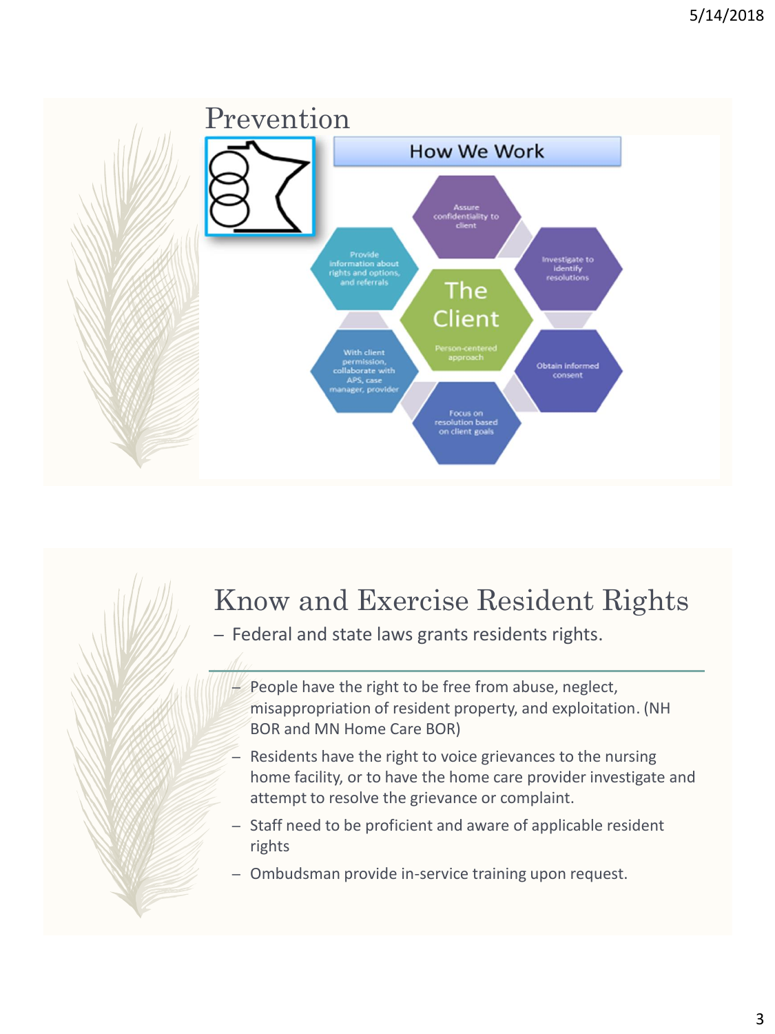## Prevention

### How We Work

**The Client**

Person-centered approach

- Assure confidentiality to client
- Investigate to identify resolutions
- Obtain informed consent
- Focus on resolution based on client goals
- With client permission, collaborate with APS, case manager, provider
- Provide information about rights and options, and referrals

## Know and Exercise Resident Rights

– Federal and state laws grants residents rights.

– People have the right to be free from abuse, neglect, misappropriation of resident property, and exploitation. (NH BOR and MN Home Care BOR)

– Residents have the right to voice grievances to the nursing home facility, or to have the home care provider investigate and attempt to resolve the grievance or complaint.

– Staff need to be proficient and aware of applicable resident rights

– Ombudsman provide in-service training upon request.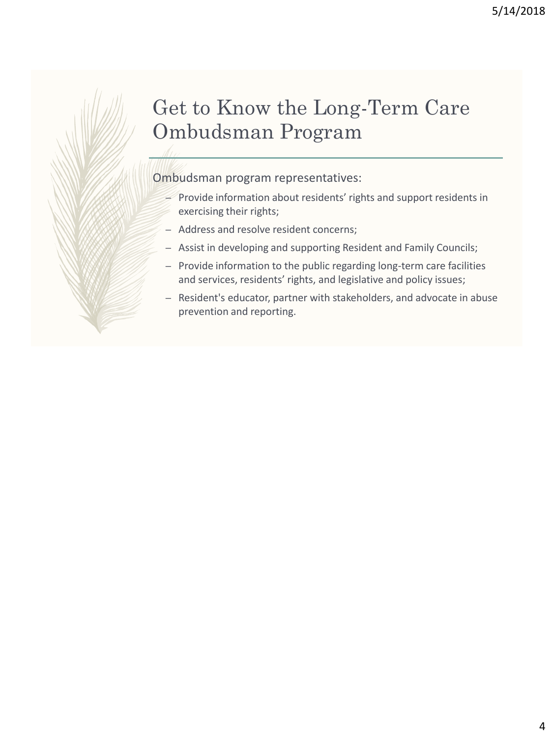# Get to Know the Long-Term Care Ombudsman Program

Ombudsman program representatives:

- Provide information about residents' rights and support residents in exercising their rights;
- Address and resolve resident concerns;
- Assist in developing and supporting Resident and Family Councils;
- Provide information to the public regarding long-term care facilities and services, residents' rights, and legislative and policy issues;
- Resident's educator, partner with stakeholders, and advocate in abuse prevention and reporting.